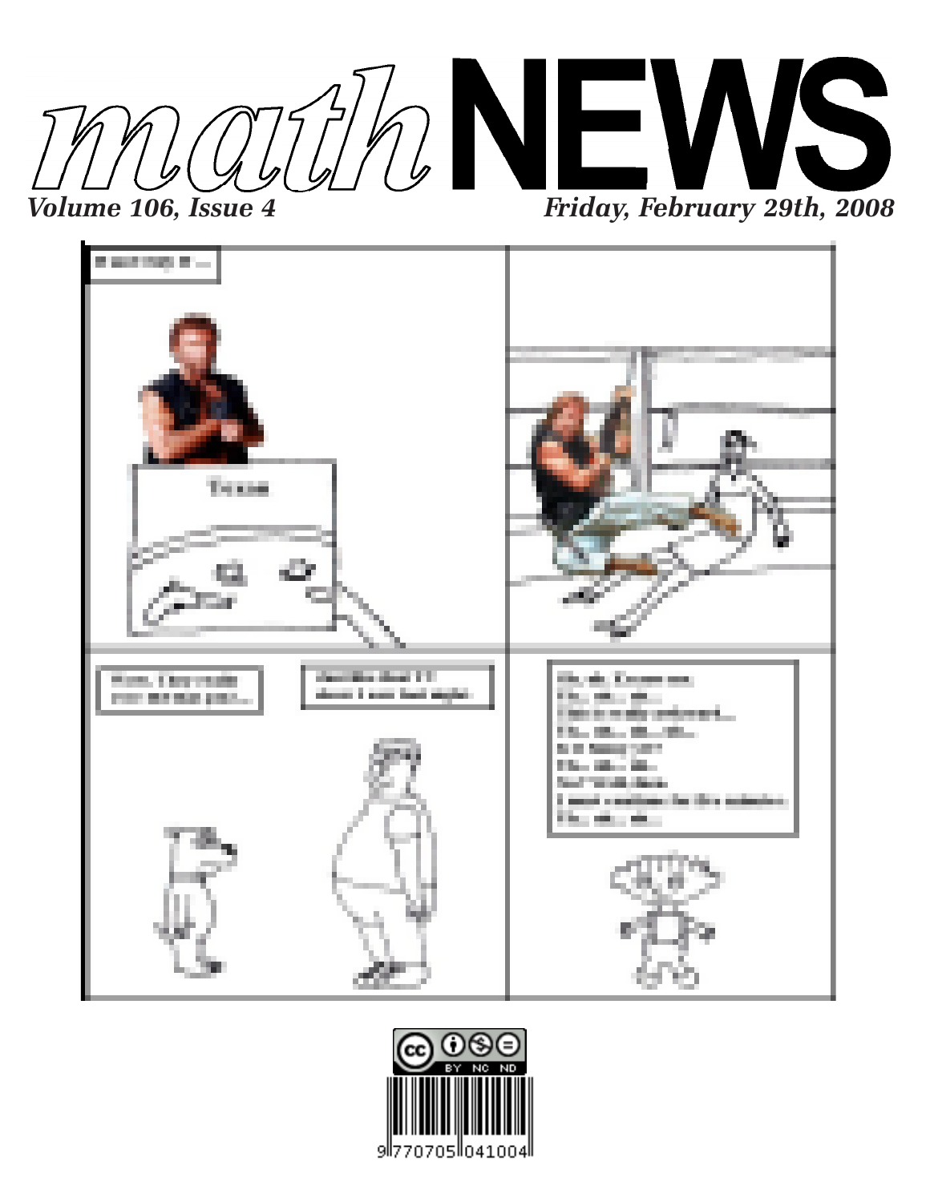# mathNEWS

*Volume 106, Issue 4* | *Friday, February 29th, 2008*

9 770705 041004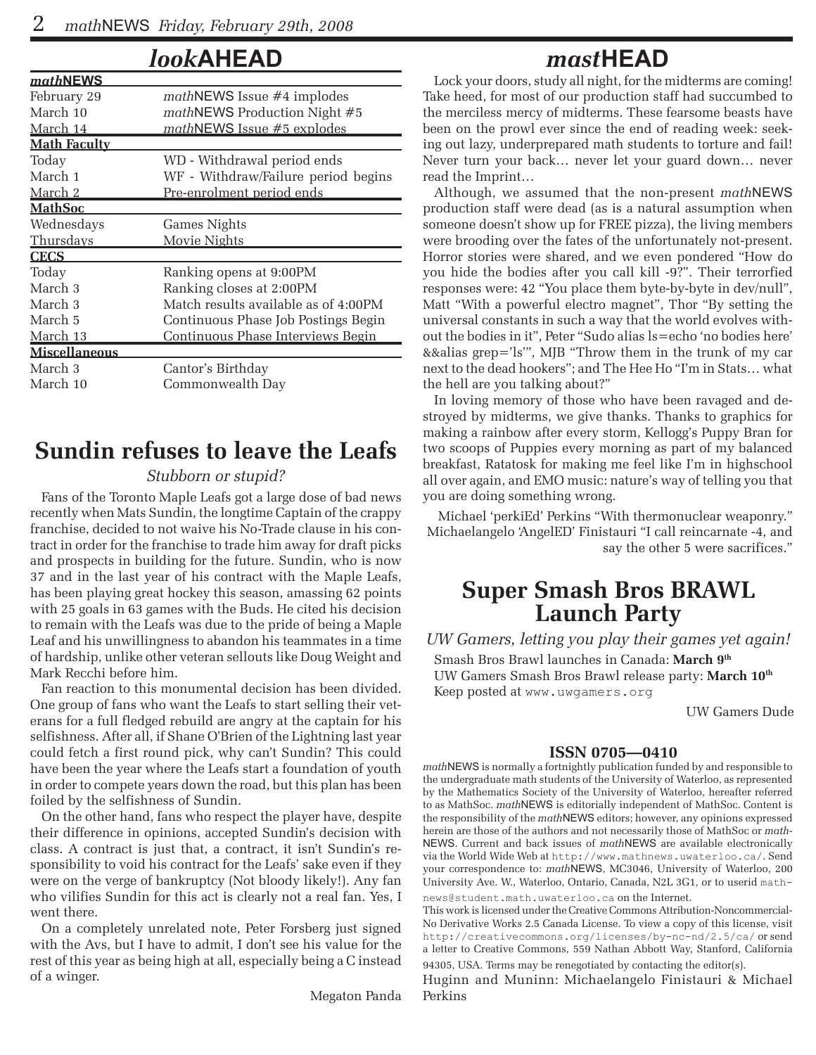## *look*AHEAD

| | |
|---|---|
| ***math*NEWS** | |
| February 29 | *math*NEWS Issue #4 implodes |
| March 10 | *math*NEWS Production Night #5 |
| March 14 | *math*NEWS Issue #5 explodes |
| **Math Faculty** | |
| Today | WD - Withdrawal period ends |
| March 1 | WF - Withdraw/Failure period begins |
| March 2 | Pre-enrolment period ends |
| **MathSoc** | |
| Wednesdays | Games Nights |
| Thursdays | Movie Nights |
| **CECS** | |
| Today | Ranking opens at 9:00PM |
| March 3 | Ranking closes at 2:00PM |
| March 3 | Match results available as of 4:00PM |
| March 5 | Continuous Phase Job Postings Begin |
| March 13 | Continuous Phase Interviews Begin |
| **Miscellaneous** | |
| March 3 | Cantor's Birthday |
| March 10 | Commonwealth Day |

## Sundin refuses to leave the Leafs

*Stubborn or stupid?*

Fans of the Toronto Maple Leafs got a large dose of bad news recently when Mats Sundin, the longtime Captain of the crappy franchise, decided to not waive his No-Trade clause in his contract in order for the franchise to trade him away for draft picks and prospects in building for the future. Sundin, who is now 37 and in the last year of his contract with the Maple Leafs, has been playing great hockey this season, amassing 62 points with 25 goals in 63 games with the Buds. He cited his decision to remain with the Leafs was due to the pride of being a Maple Leaf and his unwillingness to abandon his teammates in a time of hardship, unlike other veteran sellouts like Doug Weight and Mark Recchi before him.

Fan reaction to this monumental decision has been divided. One group of fans who want the Leafs to start selling their veterans for a full fledged rebuild are angry at the captain for his selfishness. After all, if Shane O'Brien of the Lightning last year could fetch a first round pick, why can't Sundin? This could have been the year where the Leafs start a foundation of youth in order to compete years down the road, but this plan has been foiled by the selfishness of Sundin.

On the other hand, fans who respect the player have, despite their difference in opinions, accepted Sundin's decision with class. A contract is just that, a contract, it isn't Sundin's responsibility to void his contract for the Leafs' sake even if they were on the verge of bankruptcy (Not bloody likely!). Any fan who vilifies Sundin for this act is clearly not a real fan. Yes, I went there.

On a completely unrelated note, Peter Forsberg just signed with the Avs, but I have to admit, I don't see his value for the rest of this year as being high at all, especially being a C instead of a winger.

Megaton Panda

## *mast*HEAD

Lock your doors, study all night, for the midterms are coming! Take heed, for most of our production staff had succumbed to the merciless mercy of midterms. These fearsome beasts have been on the prowl ever since the end of reading week: seeking out lazy, underprepared math students to torture and fail! Never turn your back… never let your guard down… never read the Imprint…

Although, we assumed that the non-present *math*NEWS production staff were dead (as is a natural assumption when someone doesn't show up for FREE pizza), the living members were brooding over the fates of the unfortunately not-present. Horror stories were shared, and we even pondered "How do you hide the bodies after you call kill -9?". Their terrorfied responses were: 42 "You place them byte-by-byte in dev/null", Matt "With a powerful electro magnet", Thor "By setting the universal constants in such a way that the world evolves without the bodies in it", Peter "Sudo alias ls=echo 'no bodies here' &&alias grep='ls'", MJB "Throw them in the trunk of my car next to the dead hookers"; and The Hee Ho "I'm in Stats… what the hell are you talking about?"

In loving memory of those who have been ravaged and destroyed by midterms, we give thanks. Thanks to graphics for making a rainbow after every storm, Kellogg's Puppy Bran for two scoops of Puppies every morning as part of my balanced breakfast, Ratatosk for making me feel like I'm in highschool all over again, and EMO music: nature's way of telling you that you are doing something wrong.

Michael 'perkiEd' Perkins "With thermonuclear weaponry." Michaelangelo 'AngelED' Finistauri "I call reincarnate -4, and say the other 5 were sacrifices."

## Super Smash Bros BRAWL Launch Party

*UW Gamers, letting you play their games yet again!*

Smash Bros Brawl launches in Canada: **March 9th**
UW Gamers Smash Bros Brawl release party: **March 10th**
Keep posted at www.uwgamers.org

UW Gamers Dude

### ISSN 0705—0410

*math*NEWS is normally a fortnightly publication funded by and responsible to the undergraduate math students of the University of Waterloo, as represented by the Mathematics Society of the University of Waterloo, hereafter referred to as MathSoc. *math*NEWS is editorially independent of MathSoc. Content is the responsibility of the *math*NEWS editors; however, any opinions expressed herein are those of the authors and not necessarily those of MathSoc or *math*NEWS. Current and back issues of *math*NEWS are available electronically via the World Wide Web at http://www.mathnews.uwaterloo.ca/. Send your correspondence to: *math*NEWS, MC3046, University of Waterloo, 200 University Ave. W., Waterloo, Ontario, Canada, N2L 3G1, or to userid mathnews@student.math.uwaterloo.ca on the Internet.

This work is licensed under the Creative Commons Attribution-Noncommercial-No Derivative Works 2.5 Canada License. To view a copy of this license, visit http://creativecommons.org/licenses/by-nc-nd/2.5/ca/ or send a letter to Creative Commons, 559 Nathan Abbott Way, Stanford, California 94305, USA. Terms may be renegotiated by contacting the editor(s).

Huginn and Muninn: Michaelangelo Finistauri & Michael Perkins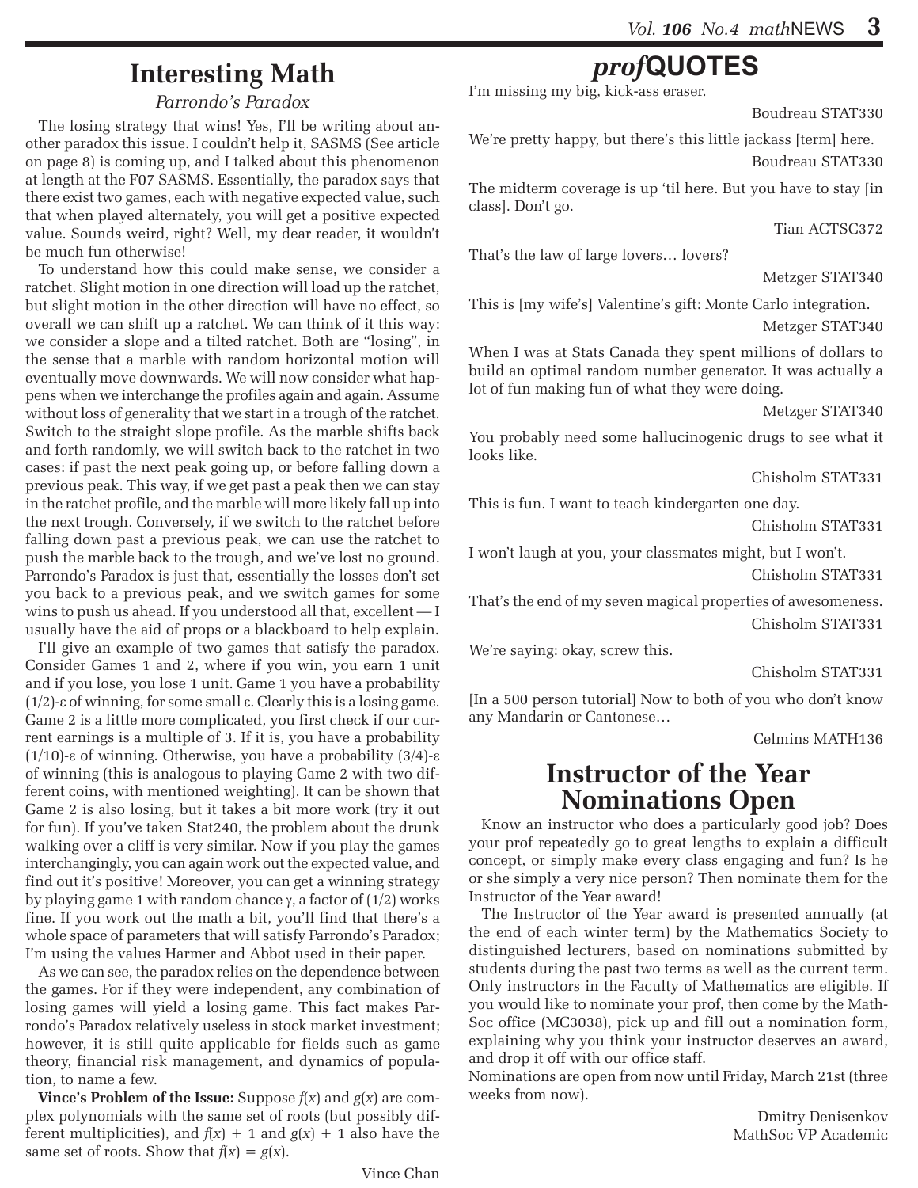# Interesting Math

*Parrondo's Paradox*

The losing strategy that wins! Yes, I'll be writing about another paradox this issue. I couldn't help it, SASMS (See article on page 8) is coming up, and I talked about this phenomenon at length at the F07 SASMS. Essentially, the paradox says that there exist two games, each with negative expected value, such that when played alternately, you will get a positive expected value. Sounds weird, right? Well, my dear reader, it wouldn't be much fun otherwise!

To understand how this could make sense, we consider a ratchet. Slight motion in one direction will load up the ratchet, but slight motion in the other direction will have no effect, so overall we can shift up a ratchet. We can think of it this way: we consider a slope and a tilted ratchet. Both are "losing", in the sense that a marble with random horizontal motion will eventually move downwards. We will now consider what happens when we interchange the profiles again and again. Assume without loss of generality that we start in a trough of the ratchet. Switch to the straight slope profile. As the marble shifts back and forth randomly, we will switch back to the ratchet in two cases: if past the next peak going up, or before falling down a previous peak. This way, if we get past a peak then we can stay in the ratchet profile, and the marble will more likely fall up into the next trough. Conversely, if we switch to the ratchet before falling down past a previous peak, we can use the ratchet to push the marble back to the trough, and we've lost no ground. Parrondo's Paradox is just that, essentially the losses don't set you back to a previous peak, and we switch games for some wins to push us ahead. If you understood all that, excellent — I usually have the aid of props or a blackboard to help explain.

I'll give an example of two games that satisfy the paradox. Consider Games 1 and 2, where if you win, you earn 1 unit and if you lose, you lose 1 unit. Game 1 you have a probability $(1/2)-\varepsilon$ of winning, for some small $\varepsilon$. Clearly this is a losing game. Game 2 is a little more complicated, you first check if our current earnings is a multiple of 3. If it is, you have a probability $(1/10)-\varepsilon$ of winning. Otherwise, you have a probability $(3/4)-\varepsilon$ of winning (this is analogous to playing Game 2 with two different coins, with mentioned weighting). It can be shown that Game 2 is also losing, but it takes a bit more work (try it out for fun). If you've taken Stat240, the problem about the drunk walking over a cliff is very similar. Now if you play the games interchangingly, you can again work out the expected value, and find out it's positive! Moreover, you can get a winning strategy by playing game 1 with random chance $\gamma$, a factor of $(1/2)$ works fine. If you work out the math a bit, you'll find that there's a whole space of parameters that will satisfy Parrondo's Paradox; I'm using the values Harmer and Abbot used in their paper.

As we can see, the paradox relies on the dependence between the games. For if they were independent, any combination of losing games will yield a losing game. This fact makes Parrondo's Paradox relatively useless in stock market investment; however, it is still quite applicable for fields such as game theory, financial risk management, and dynamics of population, to name a few.

**Vince's Problem of the Issue:** Suppose $f(x)$ and $g(x)$ are complex polynomials with the same set of roots (but possibly different multiplicities), and $f(x) + 1$ and $g(x) + 1$ also have the same set of roots. Show that $f(x) = g(x)$.

Vince Chan

# *prof*QUOTES

I'm missing my big, kick-ass eraser.

Boudreau STAT330

We're pretty happy, but there's this little jackass [term] here.

Boudreau STAT330

The midterm coverage is up 'til here. But you have to stay [in class]. Don't go.

Tian ACTSC372

That's the law of large lovers… lovers?

Metzger STAT340

This is [my wife's] Valentine's gift: Monte Carlo integration.

Metzger STAT340

When I was at Stats Canada they spent millions of dollars to build an optimal random number generator. It was actually a lot of fun making fun of what they were doing.

Metzger STAT340

You probably need some hallucinogenic drugs to see what it looks like.

Chisholm STAT331

This is fun. I want to teach kindergarten one day.

Chisholm STAT331

I won't laugh at you, your classmates might, but I won't.

Chisholm STAT331

That's the end of my seven magical properties of awesomeness.

Chisholm STAT331

We're saying: okay, screw this.

Chisholm STAT331

[In a 500 person tutorial] Now to both of you who don't know any Mandarin or Cantonese…

Celmins MATH136

# Instructor of the Year Nominations Open

Know an instructor who does a particularly good job? Does your prof repeatedly go to great lengths to explain a difficult concept, or simply make every class engaging and fun? Is he or she simply a very nice person? Then nominate them for the Instructor of the Year award!

The Instructor of the Year award is presented annually (at the end of each winter term) by the Mathematics Society to distinguished lecturers, based on nominations submitted by students during the past two terms as well as the current term. Only instructors in the Faculty of Mathematics are eligible. If you would like to nominate your prof, then come by the MathSoc office (MC3038), pick up and fill out a nomination form, explaining why you think your instructor deserves an award, and drop it off with our office staff.

Nominations are open from now until Friday, March 21st (three weeks from now).

Dmitry Denisenkov
MathSoc VP Academic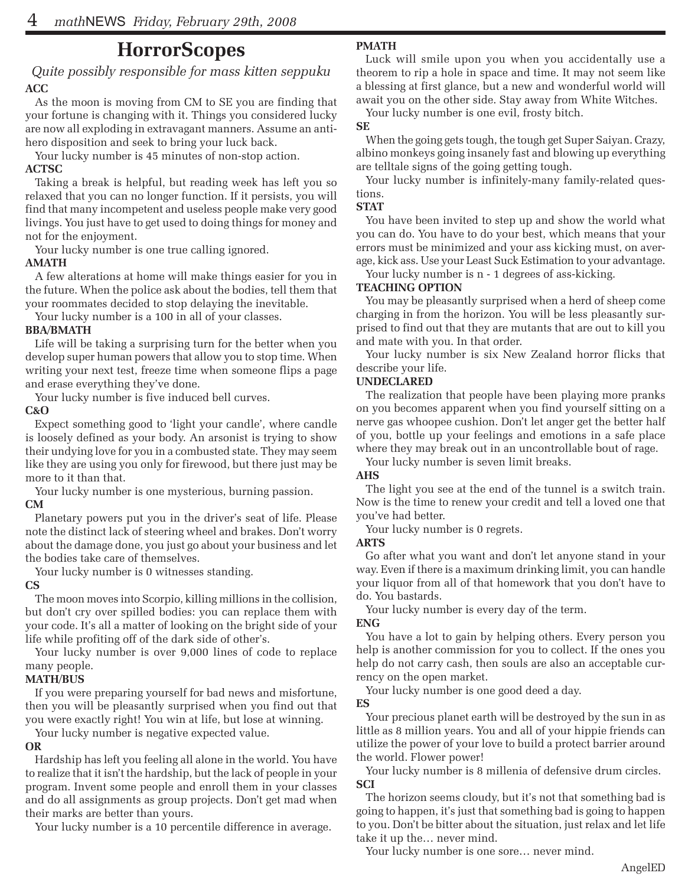# HorrorScopes

*Quite possibly responsible for mass kitten seppuku*

**ACC**

As the moon is moving from CM to SE you are finding that your fortune is changing with it. Things you considered lucky are now all exploding in extravagant manners. Assume an anti-hero disposition and seek to bring your luck back.

Your lucky number is 45 minutes of non-stop action.

**ACTSC**

Taking a break is helpful, but reading week has left you so relaxed that you can no longer function. If it persists, you will find that many incompetent and useless people make very good livings. You just have to get used to doing things for money and not for the enjoyment.

Your lucky number is one true calling ignored.

**AMATH**

A few alterations at home will make things easier for you in the future. When the police ask about the bodies, tell them that your roommates decided to stop delaying the inevitable.

Your lucky number is a 100 in all of your classes.

**BBA/BMATH**

Life will be taking a surprising turn for the better when you develop super human powers that allow you to stop time. When writing your next test, freeze time when someone flips a page and erase everything they've done.

Your lucky number is five induced bell curves.

**C&O**

Expect something good to 'light your candle', where candle is loosely defined as your body. An arsonist is trying to show their undying love for you in a combusted state. They may seem like they are using you only for firewood, but there just may be more to it than that.

Your lucky number is one mysterious, burning passion.

**CM**

Planetary powers put you in the driver's seat of life. Please note the distinct lack of steering wheel and brakes. Don't worry about the damage done, you just go about your business and let the bodies take care of themselves.

Your lucky number is 0 witnesses standing.

**CS**

The moon moves into Scorpio, killing millions in the collision, but don't cry over spilled bodies: you can replace them with your code. It's all a matter of looking on the bright side of your life while profiting off of the dark side of other's.

Your lucky number is over 9,000 lines of code to replace many people.

**MATH/BUS**

If you were preparing yourself for bad news and misfortune, then you will be pleasantly surprised when you find out that you were exactly right! You win at life, but lose at winning.

Your lucky number is negative expected value.

**OR**

Hardship has left you feeling all alone in the world. You have to realize that it isn't the hardship, but the lack of people in your program. Invent some people and enroll them in your classes and do all assignments as group projects. Don't get mad when their marks are better than yours.

Your lucky number is a 10 percentile difference in average.

**PMATH**

Luck will smile upon you when you accidentally use a theorem to rip a hole in space and time. It may not seem like a blessing at first glance, but a new and wonderful world will await you on the other side. Stay away from White Witches.

Your lucky number is one evil, frosty bitch.

**SE**

When the going gets tough, the tough get Super Saiyan. Crazy, albino monkeys going insanely fast and blowing up everything are telltale signs of the going getting tough.

Your lucky number is infinitely-many family-related questions.

**STAT**

You have been invited to step up and show the world what you can do. You have to do your best, which means that your errors must be minimized and your ass kicking must, on average, kick ass. Use your Least Suck Estimation to your advantage.

Your lucky number is n - 1 degrees of ass-kicking.

**TEACHING OPTION**

You may be pleasantly surprised when a herd of sheep come charging in from the horizon. You will be less pleasantly surprised to find out that they are mutants that are out to kill you and mate with you. In that order.

Your lucky number is six New Zealand horror flicks that describe your life.

**UNDECLARED**

The realization that people have been playing more pranks on you becomes apparent when you find yourself sitting on a nerve gas whoopee cushion. Don't let anger get the better half of you, bottle up your feelings and emotions in a safe place where they may break out in an uncontrollable bout of rage.

Your lucky number is seven limit breaks.

**AHS**

The light you see at the end of the tunnel is a switch train. Now is the time to renew your credit and tell a loved one that you've had better.

Your lucky number is 0 regrets.

**ARTS**

Go after what you want and don't let anyone stand in your way. Even if there is a maximum drinking limit, you can handle your liquor from all of that homework that you don't have to do. You bastards.

Your lucky number is every day of the term.

**ENG**

You have a lot to gain by helping others. Every person you help is another commission for you to collect. If the ones you help do not carry cash, then souls are also an acceptable currency on the open market.

Your lucky number is one good deed a day.

**ES**

Your precious planet earth will be destroyed by the sun in as little as 8 million years. You and all of your hippie friends can utilize the power of your love to build a protect barrier around the world. Flower power!

Your lucky number is 8 millenia of defensive drum circles.

**SCI**

The horizon seems cloudy, but it's not that something bad is going to happen, it's just that something bad is going to happen to you. Don't be bitter about the situation, just relax and let life take it up the… never mind.

Your lucky number is one sore… never mind.

AngelED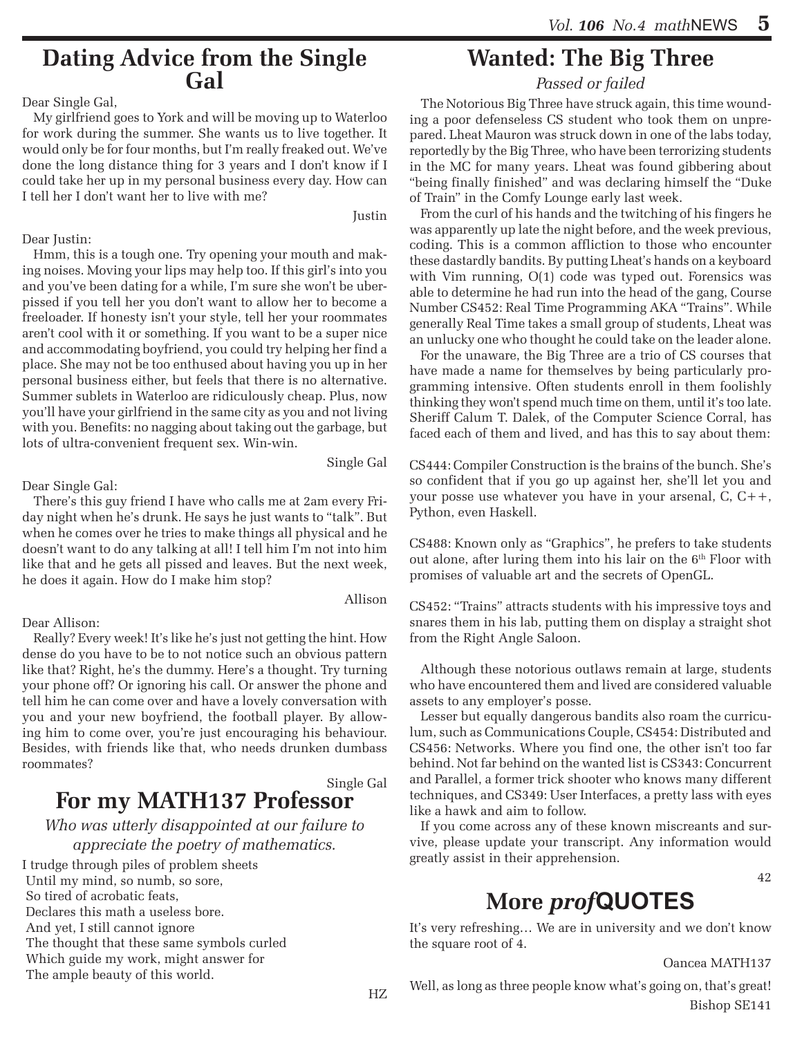## Dating Advice from the Single Gal

Dear Single Gal,

My girlfriend goes to York and will be moving up to Waterloo for work during the summer. She wants us to live together. It would only be for four months, but I'm really freaked out. We've done the long distance thing for 3 years and I don't know if I could take her up in my personal business every day. How can I tell her I don't want her to live with me?

Justin

Dear Justin:

Hmm, this is a tough one. Try opening your mouth and making noises. Moving your lips may help too. If this girl's into you and you've been dating for a while, I'm sure she won't be uber-pissed if you tell her you don't want to allow her to become a freeloader. If honesty isn't your style, tell her your roommates aren't cool with it or something. If you want to be a super nice and accommodating boyfriend, you could try helping her find a place. She may not be too enthused about having you up in her personal business either, but feels that there is no alternative. Summer sublets in Waterloo are ridiculously cheap. Plus, now you'll have your girlfriend in the same city as you and not living with you. Benefits: no nagging about taking out the garbage, but lots of ultra-convenient frequent sex. Win-win.

Single Gal

Dear Single Gal:

There's this guy friend I have who calls me at 2am every Friday night when he's drunk. He says he just wants to "talk". But when he comes over he tries to make things all physical and he doesn't want to do any talking at all! I tell him I'm not into him like that and he gets all pissed and leaves. But the next week, he does it again. How do I make him stop?

Allison

Dear Allison:

Really? Every week! It's like he's just not getting the hint. How dense do you have to be to not notice such an obvious pattern like that? Right, he's the dummy. Here's a thought. Try turning your phone off? Or ignoring his call. Or answer the phone and tell him he can come over and have a lovely conversation with you and your new boyfriend, the football player. By allowing him to come over, you're just encouraging his behaviour. Besides, with friends like that, who needs drunken dumbass roommates?

Single Gal

## For my MATH137 Professor

*Who was utterly disappointed at our failure to appreciate the poetry of mathematics.*

I trudge through piles of problem sheets  
Until my mind, so numb, so sore,  
So tired of acrobatic feats,  
Declares this math a useless bore.  
And yet, I still cannot ignore  
The thought that these same symbols curled  
Which guide my work, might answer for  
The ample beauty of this world.

HZ

## Wanted: The Big Three

*Passed or failed*

The Notorious Big Three have struck again, this time wounding a poor defenseless CS student who took them on unprepared. Lheat Mauron was struck down in one of the labs today, reportedly by the Big Three, who have been terrorizing students in the MC for many years. Lheat was found gibbering about "being finally finished" and was declaring himself the "Duke of Train" in the Comfy Lounge early last week.

From the curl of his hands and the twitching of his fingers he was apparently up late the night before, and the week previous, coding. This is a common affliction to those who encounter these dastardly bandits. By putting Lheat's hands on a keyboard with Vim running, O(1) code was typed out. Forensics was able to determine he had run into the head of the gang, Course Number CS452: Real Time Programming AKA "Trains". While generally Real Time takes a small group of students, Lheat was an unlucky one who thought he could take on the leader alone.

For the unaware, the Big Three are a trio of CS courses that have made a name for themselves by being particularly programming intensive. Often students enroll in them foolishly thinking they won't spend much time on them, until it's too late. Sheriff Calum T. Dalek, of the Computer Science Corral, has faced each of them and lived, and has this to say about them:

CS444: Compiler Construction is the brains of the bunch. She's so confident that if you go up against her, she'll let you and your posse use whatever you have in your arsenal, C, C++, Python, even Haskell.

CS488: Known only as "Graphics", he prefers to take students out alone, after luring them into his lair on the 6th Floor with promises of valuable art and the secrets of OpenGL.

CS452: "Trains" attracts students with his impressive toys and snares them in his lab, putting them on display a straight shot from the Right Angle Saloon.

Although these notorious outlaws remain at large, students who have encountered them and lived are considered valuable assets to any employer's posse.

Lesser but equally dangerous bandits also roam the curriculum, such as Communications Couple, CS454: Distributed and CS456: Networks. Where you find one, the other isn't too far behind. Not far behind on the wanted list is CS343: Concurrent and Parallel, a former trick shooter who knows many different techniques, and CS349: User Interfaces, a pretty lass with eyes like a hawk and aim to follow.

If you come across any of these known miscreants and survive, please update your transcript. Any information would greatly assist in their apprehension.

42

## More *prof*QUOTES

It's very refreshing… We are in university and we don't know the square root of 4.

Oancea MATH137

Well, as long as three people know what's going on, that's great!

Bishop SE141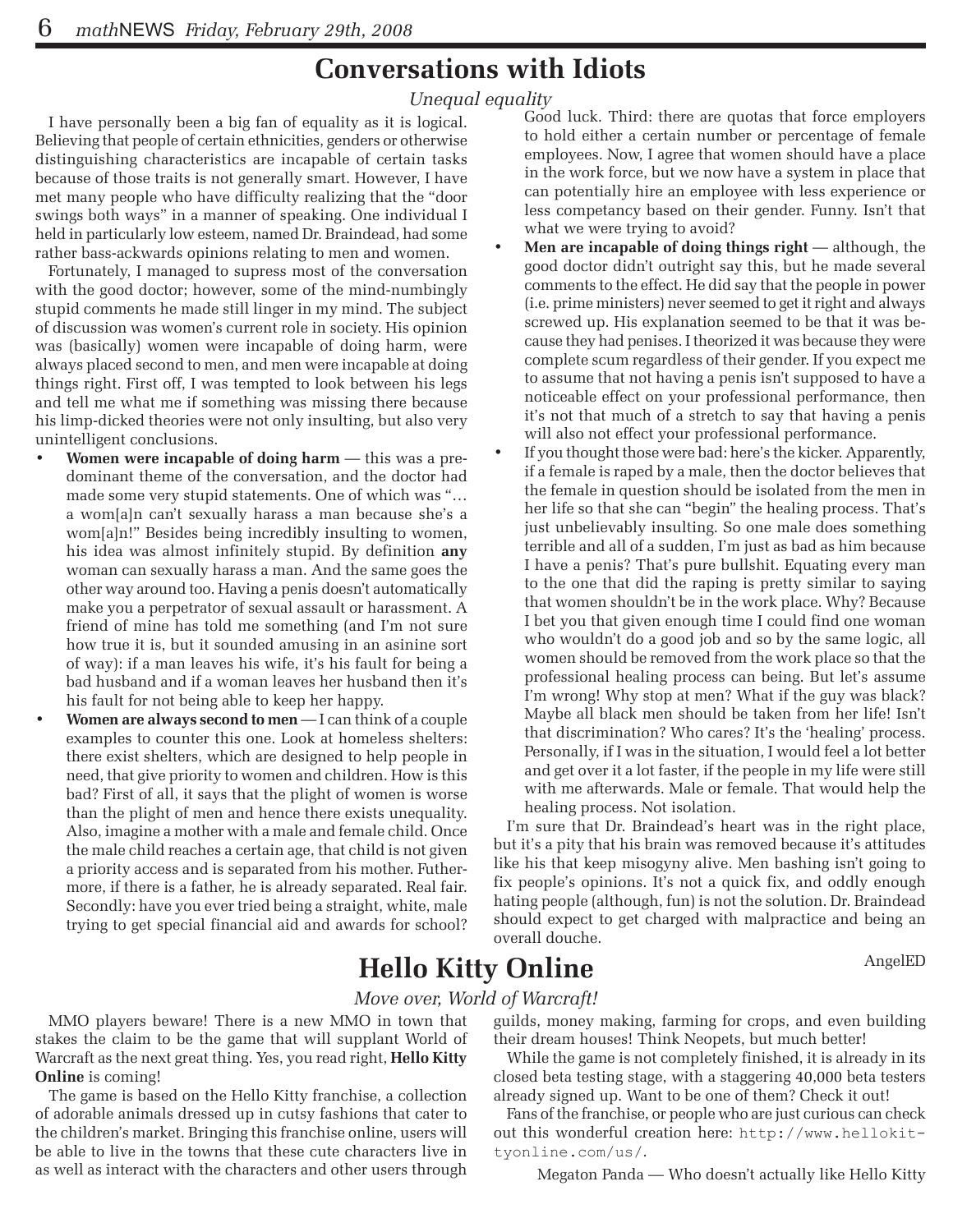# Conversations with Idiots

*Unequal equality*

I have personally been a big fan of equality as it is logical. Believing that people of certain ethnicities, genders or otherwise distinguishing characteristics are incapable of certain tasks because of those traits is not generally smart. However, I have met many people who have difficulty realizing that the "door swings both ways" in a manner of speaking. One individual I held in particularly low esteem, named Dr. Braindead, had some rather bass-ackwards opinions relating to men and women.

Fortunately, I managed to supress most of the conversation with the good doctor; however, some of the mind-numbingly stupid comments he made still linger in my mind. The subject of discussion was women's current role in society. His opinion was (basically) women were incapable of doing harm, were always placed second to men, and men were incapable at doing things right. First off, I was tempted to look between his legs and tell me what me if something was missing there because his limp-dicked theories were not only insulting, but also very unintelligent conclusions.

- **Women were incapable of doing harm** — this was a predominant theme of the conversation, and the doctor had made some very stupid statements. One of which was "… a wom[a]n can't sexually harass a man because she's a wom[a]n!" Besides being incredibly insulting to women, his idea was almost infinitely stupid. By definition **any** woman can sexually harass a man. And the same goes the other way around too. Having a penis doesn't automatically make you a perpetrator of sexual assault or harassment. A friend of mine has told me something (and I'm not sure how true it is, but it sounded amusing in an asinine sort of way): if a man leaves his wife, it's his fault for being a bad husband and if a woman leaves her husband then it's his fault for not being able to keep her happy.
- **Women are always second to men** — I can think of a couple examples to counter this one. Look at homeless shelters: there exist shelters, which are designed to help people in need, that give priority to women and children. How is this bad? First of all, it says that the plight of women is worse than the plight of men and hence there exists unequality. Also, imagine a mother with a male and female child. Once the male child reaches a certain age, that child is not given a priority access and is separated from his mother. Futhermore, if there is a father, he is already separated. Real fair. Secondly: have you ever tried being a straight, white, male trying to get special financial aid and awards for school? Good luck. Third: there are quotas that force employers to hold either a certain number or percentage of female employees. Now, I agree that women should have a place in the work force, but we now have a system in place that can potentially hire an employee with less experience or less competancy based on their gender. Funny. Isn't that what we were trying to avoid?
- **Men are incapable of doing things right** — although, the good doctor didn't outright say this, but he made several comments to the effect. He did say that the people in power (i.e. prime ministers) never seemed to get it right and always screwed up. His explanation seemed to be that it was because they had penises. I theorized it was because they were complete scum regardless of their gender. If you expect me to assume that not having a penis isn't supposed to have a noticeable effect on your professional performance, then it's not that much of a stretch to say that having a penis will also not effect your professional performance.
- If you thought those were bad: here's the kicker. Apparently, if a female is raped by a male, then the doctor believes that the female in question should be isolated from the men in her life so that she can "begin" the healing process. That's just unbelievably insulting. So one male does something terrible and all of a sudden, I'm just as bad as him because I have a penis? That's pure bullshit. Equating every man to the one that did the raping is pretty similar to saying that women shouldn't be in the work place. Why? Because I bet you that given enough time I could find one woman who wouldn't do a good job and so by the same logic, all women should be removed from the work place so that the professional healing process can being. But let's assume I'm wrong! Why stop at men? What if the guy was black? Maybe all black men should be taken from her life! Isn't that discrimination? Who cares? It's the 'healing' process. Personally, if I was in the situation, I would feel a lot better and get over it a lot faster, if the people in my life were still with me afterwards. Male or female. That would help the healing process. Not isolation.

I'm sure that Dr. Braindead's heart was in the right place, but it's a pity that his brain was removed because it's attitudes like his that keep misogyny alive. Men bashing isn't going to fix people's opinions. It's not a quick fix, and oddly enough hating people (although, fun) is not the solution. Dr. Braindead should expect to get charged with malpractice and being an overall douche.

AngelED

# Hello Kitty Online

*Move over, World of Warcraft!*

MMO players beware! There is a new MMO in town that stakes the claim to be the game that will supplant World of Warcraft as the next great thing. Yes, you read right, **Hello Kitty Online** is coming!

The game is based on the Hello Kitty franchise, a collection of adorable animals dressed up in cutsy fashions that cater to the children's market. Bringing this franchise online, users will be able to live in the towns that these cute characters live in as well as interact with the characters and other users through guilds, money making, farming for crops, and even building their dream houses! Think Neopets, but much better!

While the game is not completely finished, it is already in its closed beta testing stage, with a staggering 40,000 beta testers already signed up. Want to be one of them? Check it out!

Fans of the franchise, or people who are just curious can check out this wonderful creation here: `http://www.hellokittyonline.com/us/`.

Megaton Panda — Who doesn't actually like Hello Kitty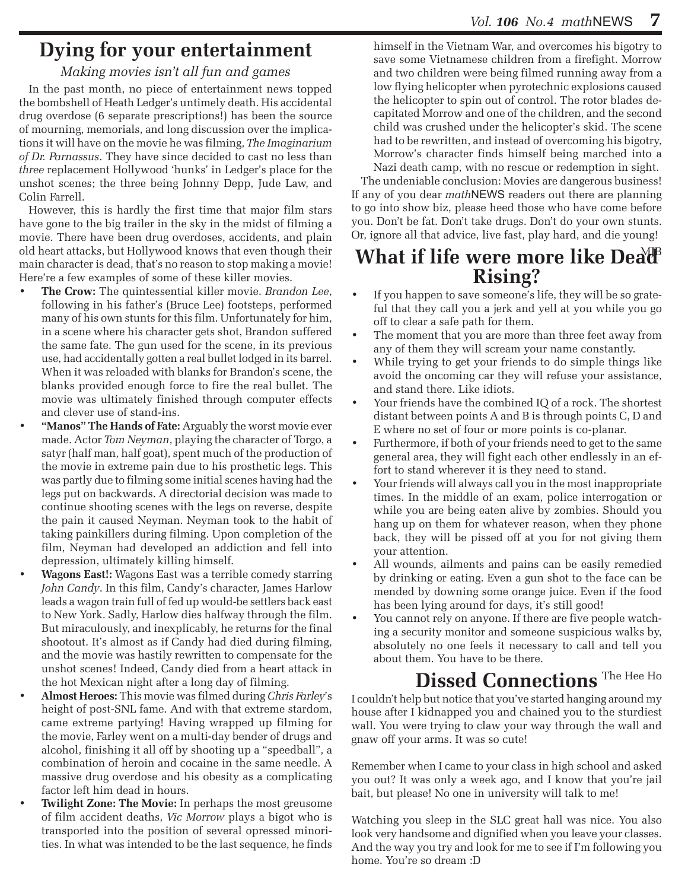## Dying for your entertainment

*Making movies isn't all fun and games*

In the past month, no piece of entertainment news topped the bombshell of Heath Ledger's untimely death. His accidental drug overdose (6 separate prescriptions!) has been the source of mourning, memorials, and long discussion over the implications it will have on the movie he was filming, *The Imaginarium of Dr. Parnassus*. They have since decided to cast no less than *three* replacement Hollywood 'hunks' in Ledger's place for the unshot scenes; the three being Johnny Depp, Jude Law, and Colin Farrell.

However, this is hardly the first time that major film stars have gone to the big trailer in the sky in the midst of filming a movie. There have been drug overdoses, accidents, and plain old heart attacks, but Hollywood knows that even though their main character is dead, that's no reason to stop making a movie! Here're a few examples of some of these killer movies.

- **The Crow:** The quintessential killer movie. *Brandon Lee*, following in his father's (Bruce Lee) footsteps, performed many of his own stunts for this film. Unfortunately for him, in a scene where his character gets shot, Brandon suffered the same fate. The gun used for the scene, in its previous use, had accidentally gotten a real bullet lodged in its barrel. When it was reloaded with blanks for Brandon's scene, the blanks provided enough force to fire the real bullet. The movie was ultimately finished through computer effects and clever use of stand-ins.
- **"Manos" The Hands of Fate:** Arguably the worst movie ever made. Actor *Tom Neyman*, playing the character of Torgo, a satyr (half man, half goat), spent much of the production of the movie in extreme pain due to his prosthetic legs. This was partly due to filming some initial scenes having had the legs put on backwards. A directorial decision was made to continue shooting scenes with the legs on reverse, despite the pain it caused Neyman. Neyman took to the habit of taking painkillers during filming. Upon completion of the film, Neyman had developed an addiction and fell into depression, ultimately killing himself.
- **Wagons East!:** Wagons East was a terrible comedy starring *John Candy*. In this film, Candy's character, James Harlow leads a wagon train full of fed up would-be settlers back east to New York. Sadly, Harlow dies halfway through the film. But miraculously, and inexplicably, he returns for the final shootout. It's almost as if Candy had died during filming, and the movie was hastily rewritten to compensate for the unshot scenes! Indeed, Candy died from a heart attack in the hot Mexican night after a long day of filming.
- **Almost Heroes:** This movie was filmed during *Chris Farley*'s height of post-SNL fame. And with that extreme stardom, came extreme partying! Having wrapped up filming for the movie, Farley went on a multi-day bender of drugs and alcohol, finishing it all off by shooting up a "speedball", a combination of heroin and cocaine in the same needle. A massive drug overdose and his obesity as a complicating factor left him dead in hours.
- **Twilight Zone: The Movie:** In perhaps the most greusome of film accident deaths, *Vic Morrow* plays a bigot who is transported into the position of several opressed minorities. In what was intended to be the last sequence, he finds himself in the Vietnam War, and overcomes his bigotry to save some Vietnamese children from a firefight. Morrow and two children were being filmed running away from a low flying helicopter when pyrotechnic explosions caused the helicopter to spin out of control. The rotor blades decapitated Morrow and one of the children, and the second child was crushed under the helicopter's skid. The scene had to be rewritten, and instead of overcoming his bigotry, Morrow's character finds himself being marched into a Nazi death camp, with no rescue or redemption in sight.

The undeniable conclusion: Movies are dangerous business! If any of you dear *math*NEWS readers out there are planning to go into show biz, please heed those who have come before you. Don't be fat. Don't take drugs. Don't do your own stunts. Or, ignore all that advice, live fast, play hard, and die young!

MJB

## What if life were more like Dead Rising?

- If you happen to save someone's life, they will be so grateful that they call you a jerk and yell at you while you go off to clear a safe path for them.
- The moment that you are more than three feet away from any of them they will scream your name constantly.
- While trying to get your friends to do simple things like avoid the oncoming car they will refuse your assistance, and stand there. Like idiots.
- Your friends have the combined IQ of a rock. The shortest distant between points A and B is through points C, D and E where no set of four or more points is co-planar.
- Furthermore, if both of your friends need to get to the same general area, they will fight each other endlessly in an effort to stand wherever it is they need to stand.
- Your friends will always call you in the most inappropriate times. In the middle of an exam, police interrogation or while you are being eaten alive by zombies. Should you hang up on them for whatever reason, when they phone back, they will be pissed off at you for not giving them your attention.
- All wounds, ailments and pains can be easily remedied by drinking or eating. Even a gun shot to the face can be mended by downing some orange juice. Even if the food has been lying around for days, it's still good!
- You cannot rely on anyone. If there are five people watching a security monitor and someone suspicious walks by, absolutely no one feels it necessary to call and tell you about them. You have to be there.

## Dissed Connections

The Hee Ho

I couldn't help but notice that you've started hanging around my house after I kidnapped you and chained you to the sturdiest wall. You were trying to claw your way through the wall and gnaw off your arms. It was so cute!

Remember when I came to your class in high school and asked you out? It was only a week ago, and I know that you're jail bait, but please! No one in university will talk to me!

Watching you sleep in the SLC great hall was nice. You also look very handsome and dignified when you leave your classes. And the way you try and look for me to see if I'm following you home. You're so dream :D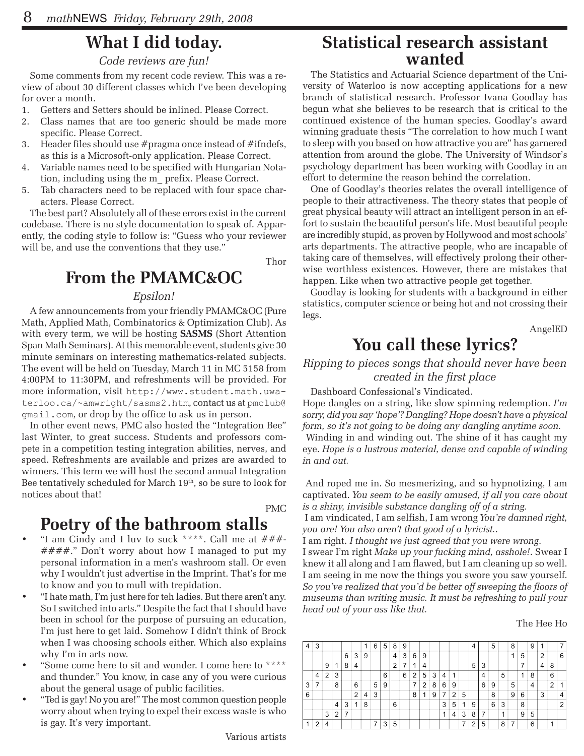## What I did today.

*Code reviews are fun!*

Some comments from my recent code review. This was a review of about 30 different classes which I've been developing for over a month.

1. Getters and Setters should be inlined. Please Correct.
2. Class names that are too generic should be made more specific. Please Correct.
3. Header files should use #pragma once instead of #ifndefs, as this is a Microsoft-only application. Please Correct.
4. Variable names need to be specified with Hungarian Notation, including using the m_ prefix. Please Correct.
5. Tab characters need to be replaced with four space characters. Please Correct.

The best part? Absolutely all of these errors exist in the current codebase. There is no style documentation to speak of. Apparently, the coding style to follow is: "Guess who your reviewer will be, and use the conventions that they use."

Thor

## From the PMAMC&OC

*Epsilon!*

A few announcements from your friendly PMAMC&OC (Pure Math, Applied Math, Combinatorics & Optimization Club). As with every term, we will be hosting **SASMS** (Short Attention Span Math Seminars). At this memorable event, students give 30 minute seminars on interesting mathematics-related subjects. The event will be held on Tuesday, March 11 in MC 5158 from 4:00PM to 11:30PM, and refreshments will be provided. For more information, visit http://www.student.math.uwaterloo.ca/~amwright/sasms2.htm, contact us at pmclub@gmail.com, or drop by the office to ask us in person.

In other event news, PMC also hosted the "Integration Bee" last Winter, to great success. Students and professors compete in a competition testing integration abilities, nerves, and speed. Refreshments are available and prizes are awarded to winners. This term we will host the second annual Integration Bee tentatively scheduled for March 19th, so be sure to look for notices about that!

PMC

## Poetry of the bathroom stalls

- "I am Cindy and I luv to suck ****. Call me at ###-####." Don't worry about how I managed to put my personal information in a men's washroom stall. Or even why I wouldn't just advertise in the Imprint. That's for me to know and you to mull with trepidation.
- "I hate math, I'm just here for teh ladies. But there aren't any. So I switched into arts." Despite the fact that I should have been in school for the purpose of pursuing an education, I'm just here to get laid. Somehow I didn't think of Brock when I was choosing schools either. Which also explains why I'm in arts now.
- "Some come here to sit and wonder. I come here to **** and thunder." You know, in case any of you were curious about the general usage of public facilities.
- "Ted is gay! No you are!" The most common question people worry about when trying to expel their excess waste is who is gay. It's very important.

Various artists

## Statistical research assistant wanted

The Statistics and Actuarial Science department of the University of Waterloo is now accepting applications for a new branch of statistical research. Professor Ivana Goodlay has begun what she believes to be research that is critical to the continued existence of the human species. Goodlay's award winning graduate thesis "The correlation to how much I want to sleep with you based on how attractive you are" has garnered attention from around the globe. The University of Windsor's psychology department has been working with Goodlay in an effort to determine the reason behind the correlation.

One of Goodlay's theories relates the overall intelligence of people to their attractiveness. The theory states that people of great physical beauty will attract an intelligent person in an effort to sustain the beautiful person's life. Most beautiful people are incredibly stupid, as proven by Hollywood and most schools' arts departments. The attractive people, who are incapable of taking care of themselves, will effectively prolong their otherwise worthless existences. However, there are mistakes that happen. Like when two attractive people get together.

Goodlay is looking for students with a background in either statistics, computer science or being hot and not crossing their legs.

AngelED

## You call these lyrics?

*Ripping to pieces songs that should never have been created in the first place*

Dashboard Confessional's Vindicated.

Hope dangles on a string, like slow spinning redemption. *I'm sorry, did you say 'hope'? Dangling? Hope doesn't have a physical form, so it's not going to be doing any dangling anytime soon.*

Winding in and winding out. The shine of it has caught my eye. *Hope is a lustrous material, dense and capable of winding in and out.*

And roped me in. So mesmerizing, and so hypnotizing, I am captivated. *You seem to be easily amused, if all you care about is a shiny, invisible substance dangling off of a string.*

I am vindicated, I am selfish, I am wrong *You're damned right, you are! You also aren't that good of a lyricist.*.

I am right. *I thought we just agreed that you were wrong.*

I swear I'm right *Make up your fucking mind, asshole!*. Swear I knew it all along and I am flawed, but I am cleaning up so well. I am seeing in me now the things you swore you saw yourself. *So you've realized that you'd be better off sweeping the floors of museums than writing music. It must be refreshing to pull your head out of your ass like that.*

The Hee Ho

| | | | | | | | | | | | | | | | | | | | | | | | | | | | | | | | | | | | |
|---|---|---|---|---|---|---|---|---|---|---|---|---|---|---|---|---|---|---|---|---|---|---|---|---|---|---|---|---|---|---|---|---|---|---|---|
| 4 | 3 | | | | | | | | 1 | 6 | 5 | 8 | 9 | | | | | | | | | | 4 | | | 5 | | 8 | | 9 | 1 | | | | 7 |
| | | | | | | 6 | 3 | 9 | | | | 4 | 3 | 6 | 9 | | | | | | | | | | | | | 1 | 5 | | | 2 | | | 6 |
| | | | 9 | 1 | 8 | 4 | | | | | | 2 | 7 | 1 | 4 | | | | | | | | 5 | 3 | | | | 7 | | | | 4 | 8 | | |
| | | 4 | 2 | 3 | | | | | | | 6 | | 6 | 2 | 5 | 3 | 4 | 1 | | | | | 4 | | | 5 | | | 1 | 8 | | | 6 | | |
| 3 | 7 | | 8 | | 6 | | | 5 | 9 | | | | 7 | 2 | 8 | 6 | 9 | | | | | | 6 | 9 | | 5 | | | 4 | | | | | 2 | 1 |
| 6 | | | | | | | 2 | 4 | 3 | | | | | 8 | 1 | 9 | 7 | 2 | 5 | | | | | 8 | | 9 | 6 | | | | 3 | | | | 4 |
| | | | | 4 | 3 | 1 | 8 | | | | 6 | | | | | | | 3 | 5 | 1 | 9 | | | 6 | 3 | | | 8 | | | | | | | 2 |
| | | | 3 | 2 | 7 | | | | | | | | | | | | | 1 | 4 | 3 | 8 | 7 | | | | 1 | | 9 | 5 | | | | | | |
| 1 | 2 | 4 | | | | | | | 7 | 3 | 5 | | | | | | | | | | 7 | 2 | 5 | | | 8 | 7 | | | 6 | | | | 1 | |